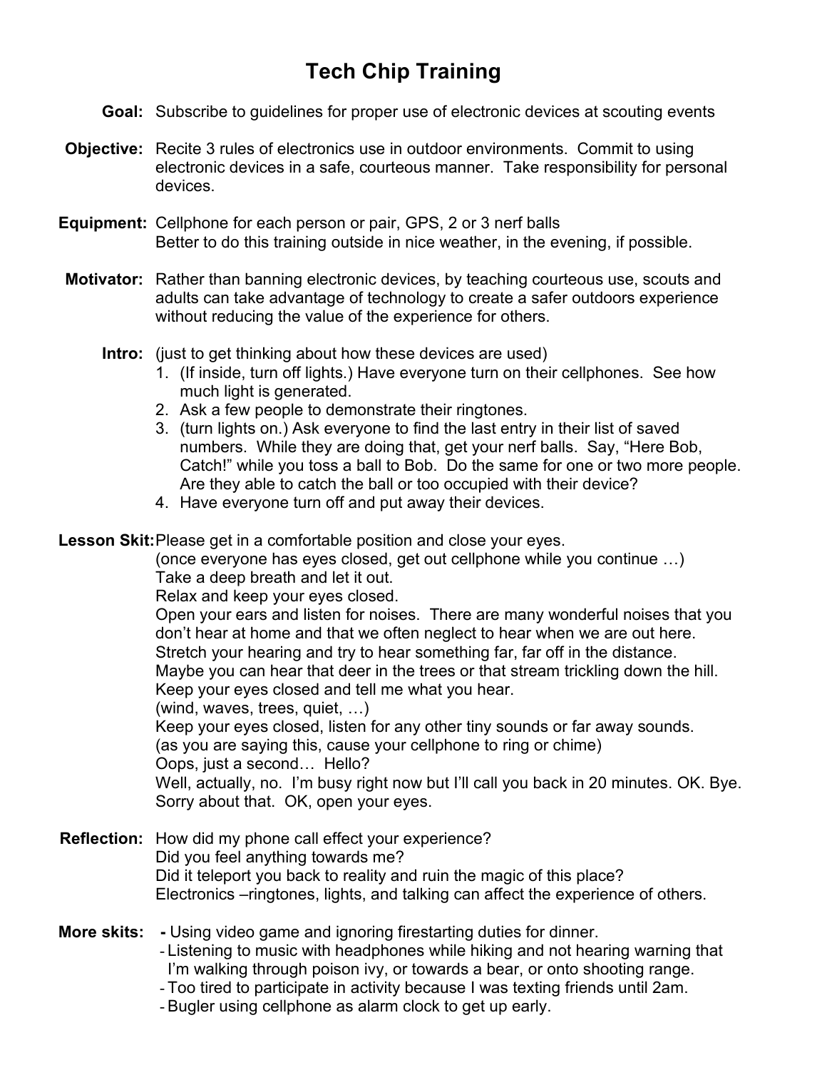# Tech Chip Training

**Goal:** Subscribe to guidelines for proper use of electronic devices at scouting events

**Objective:** Recite 3 rules of electronics use in outdoor environments. Commit to using electronic devices in a safe, courteous manner. Take responsibility for personal devices.

**Equipment:** Cellphone for each person or pair, GPS, 2 or 3 nerf balls
Better to do this training outside in nice weather, in the evening, if possible.

**Motivator:** Rather than banning electronic devices, by teaching courteous use, scouts and adults can take advantage of technology to create a safer outdoors experience without reducing the value of the experience for others.

**Intro:** (just to get thinking about how these devices are used)

1. (If inside, turn off lights.) Have everyone turn on their cellphones. See how much light is generated.
2. Ask a few people to demonstrate their ringtones.
3. (turn lights on.) Ask everyone to find the last entry in their list of saved numbers. While they are doing that, get your nerf balls. Say, "Here Bob, Catch!" while you toss a ball to Bob. Do the same for one or two more people. Are they able to catch the ball or too occupied with their device?
4. Have everyone turn off and put away their devices.

**Lesson Skit:** Please get in a comfortable position and close your eyes.
(once everyone has eyes closed, get out cellphone while you continue …)
Take a deep breath and let it out.
Relax and keep your eyes closed.
Open your ears and listen for noises. There are many wonderful noises that you don't hear at home and that we often neglect to hear when we are out here.
Stretch your hearing and try to hear something far, far off in the distance.
Maybe you can hear that deer in the trees or that stream trickling down the hill.
Keep your eyes closed and tell me what you hear.
(wind, waves, trees, quiet, …)
Keep your eyes closed, listen for any other tiny sounds or far away sounds.
(as you are saying this, cause your cellphone to ring or chime)
Oops, just a second… Hello?
Well, actually, no. I'm busy right now but I'll call you back in 20 minutes. OK. Bye.
Sorry about that. OK, open your eyes.

**Reflection:** How did my phone call effect your experience?
Did you feel anything towards me?
Did it teleport you back to reality and ruin the magic of this place?
Electronics –ringtones, lights, and talking can affect the experience of others.

**More skits:**

- Using video game and ignoring firestarting duties for dinner.
- Listening to music with headphones while hiking and not hearing warning that I'm walking through poison ivy, or towards a bear, or onto shooting range.
- Too tired to participate in activity because I was texting friends until 2am.
- Bugler using cellphone as alarm clock to get up early.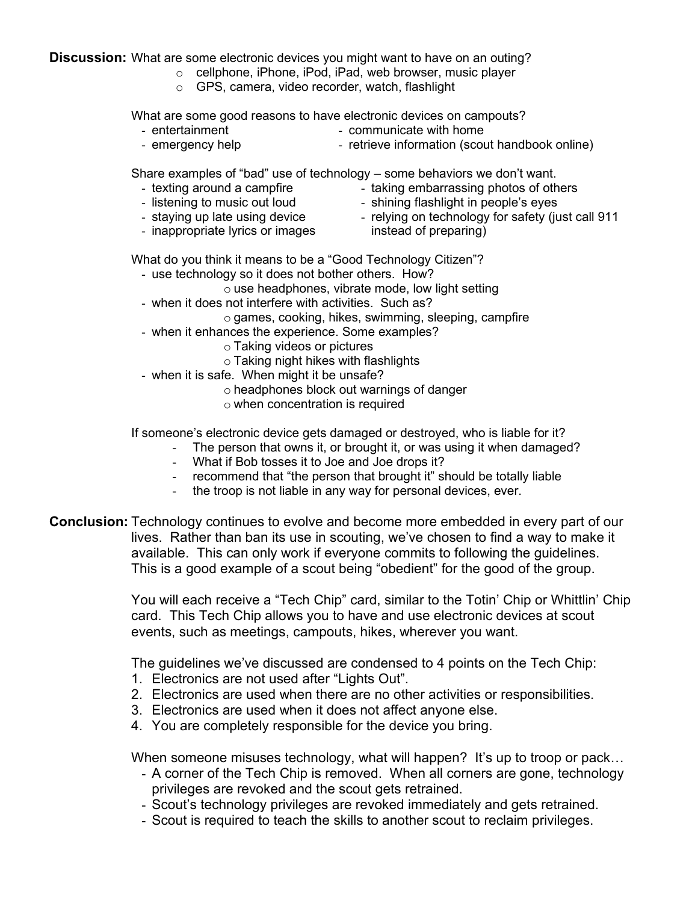**Discussion:** What are some electronic devices you might want to have on an outing?

- cellphone, iPhone, iPod, iPad, web browser, music player
- GPS, camera, video recorder, watch, flashlight

What are some good reasons to have electronic devices on campouts?

- entertainment
- communicate with home
- emergency help
- retrieve information (scout handbook online)

Share examples of "bad" use of technology – some behaviors we don't want.

- texting around a campfire
- taking embarrassing photos of others
- listening to music out loud
- shining flashlight in people's eyes
- staying up late using device
- relying on technology for safety (just call 911 instead of preparing)
- inappropriate lyrics or images

What do you think it means to be a "Good Technology Citizen"?

- use technology so it does not bother others. How?
  - use headphones, vibrate mode, low light setting
- when it does not interfere with activities. Such as?
  - games, cooking, hikes, swimming, sleeping, campfire
- when it enhances the experience. Some examples?
  - Taking videos or pictures
  - Taking night hikes with flashlights
- when it is safe. When might it be unsafe?
  - headphones block out warnings of danger
  - when concentration is required

If someone's electronic device gets damaged or destroyed, who is liable for it?

- The person that owns it, or brought it, or was using it when damaged?
- What if Bob tosses it to Joe and Joe drops it?
- recommend that "the person that brought it" should be totally liable
- the troop is not liable in any way for personal devices, ever.

**Conclusion:** Technology continues to evolve and become more embedded in every part of our lives. Rather than ban its use in scouting, we've chosen to find a way to make it available. This can only work if everyone commits to following the guidelines. This is a good example of a scout being "obedient" for the good of the group.

You will each receive a "Tech Chip" card, similar to the Totin' Chip or Whittlin' Chip card. This Tech Chip allows you to have and use electronic devices at scout events, such as meetings, campouts, hikes, wherever you want.

The guidelines we've discussed are condensed to 4 points on the Tech Chip:

1. Electronics are not used after "Lights Out".
2. Electronics are used when there are no other activities or responsibilities.
3. Electronics are used when it does not affect anyone else.
4. You are completely responsible for the device you bring.

When someone misuses technology, what will happen? It's up to troop or pack…

- A corner of the Tech Chip is removed. When all corners are gone, technology privileges are revoked and the scout gets retrained.
- Scout's technology privileges are revoked immediately and gets retrained.
- Scout is required to teach the skills to another scout to reclaim privileges.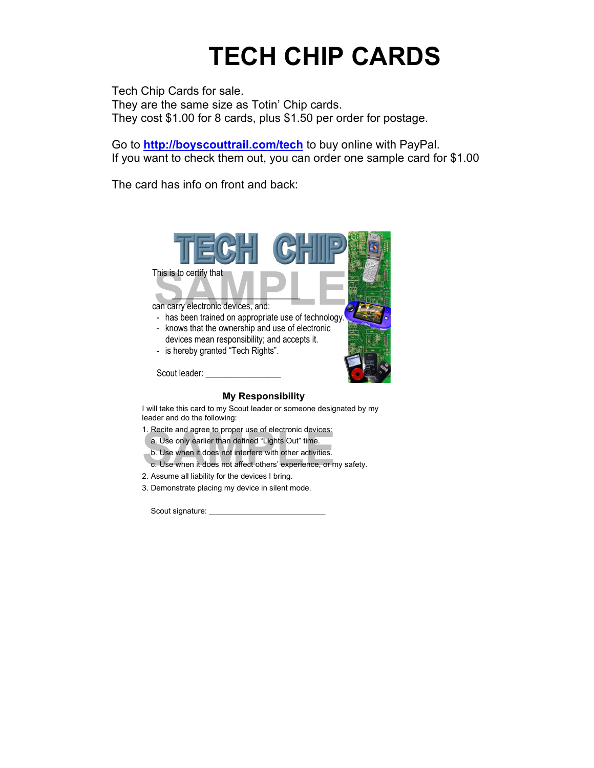# TECH CHIP CARDS

Tech Chip Cards for sale.
They are the same size as Totin' Chip cards.
They cost $1.00 for 8 cards, plus $1.50 per order for postage.

Go to **[http://boyscouttrail.com/tech](http://boyscouttrail.com/tech)** to buy online with PayPal.
If you want to check them out, you can order one sample card for $1.00

The card has info on front and back:

TECH CHIP

This is to certify that

SAMPLE

\_\_\_\_\_\_\_\_\_\_\_\_\_\_\_\_\_\_\_\_\_\_\_\_\_\_\_\_

can carry electronic devices, and:

- has been trained on appropriate use of technology.
- knows that the ownership and use of electronic devices mean responsibility; and accepts it.
- is hereby granted "Tech Rights".

Scout leader: \_\_\_\_\_\_\_\_\_\_\_\_\_\_\_\_\_

**My Responsibility**

I will take this card to my Scout leader or someone designated by my leader and do the following:

1. Recite and agree to proper use of electronic devices:
   a. Use only earlier than defined "Lights Out" time.
   b. Use when it does not interfere with other activities.
   c. Use when it does not affect others' experience, or my safety.
2. Assume all liability for the devices I bring.
3. Demonstrate placing my device in silent mode.

SAMPLE

Scout signature: \_\_\_\_\_\_\_\_\_\_\_\_\_\_\_\_\_\_\_\_\_\_\_\_\_\_\_